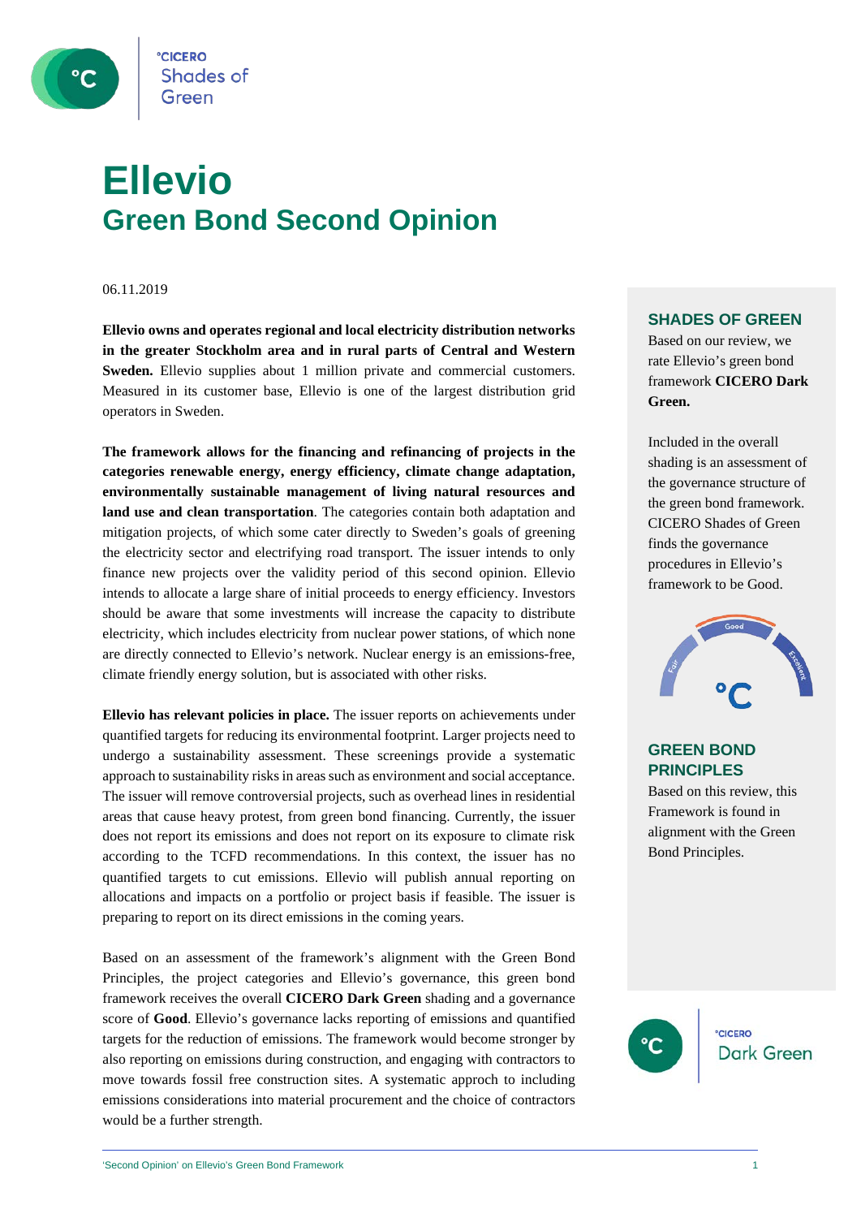# Ellevio

## Green Bond Second Opinion

06.11.2019

**Ellevio owns and operates regional and local electricity distribution networks in the greater Stockholm area and in rural parts of Central and Western Sweden.** Ellevio supplies about 1 million private and commercial customers. Measured in its customer base, Ellevio is one of the largest distribution grid operators in Sweden.

**The framework allows for the financing and refinancing of projects in the categories renewable energy, energy efficiency, climate change adaptation, environmentally sustainable management of living natural resources and land use and clean transportation**. The categories contain both adaptation and mitigation projects, of which some cater directly to Sweden's goals of greening the electricity sector and electrifying road transport. The issuer intends to only finance new projects over the validity period of this second opinion. Ellevio intends to allocate a large share of initial proceeds to energy efficiency. Investors should be aware that some investments will increase the capacity to distribute electricity, which includes electricity from nuclear power stations, of which none are directly connected to Ellevio's network. Nuclear energy is an emissions-free, climate friendly energy solution, but is associated with other risks.

**Ellevio has relevant policies in place.** The issuer reports on achievements under quantified targets for reducing its environmental footprint. Larger projects need to undergo a sustainability assessment. These screenings provide a systematic approach to sustainability risks in areas such as environment and social acceptance. The issuer will remove controversial projects, such as overhead lines in residential areas that cause heavy protest, from green bond financing. Currently, the issuer does not report its emissions and does not report on its exposure to climate risk according to the TCFD recommendations. In this context, the issuer has no quantified targets to cut emissions. Ellevio will publish annual reporting on allocations and impacts on a portfolio or project basis if feasible. The issuer is preparing to report on its direct emissions in the coming years.

Based on an assessment of the framework's alignment with the Green Bond Principles, the project categories and Ellevio's governance, this green bond framework receives the overall **CICERO Dark Green** shading and a governance score of **Good**. Ellevio's governance lacks reporting of emissions and quantified targets for the reduction of emissions. The framework would become stronger by also reporting on emissions during construction, and engaging with contractors to move towards fossil free construction sites. A systematic approch to including emissions considerations into material procurement and the choice of contractors would be a further strength.

### SHADES OF GREEN

Based on our review, we rate Ellevio's green bond framework **CICERO Dark Green.**

Included in the overall shading is an assessment of the governance structure of the green bond framework. CICERO Shades of Green finds the governance procedures in Ellevio's framework to be Good.

### GREEN BOND PRINCIPLES

Based on this review, this Framework is found in alignment with the Green Bond Principles.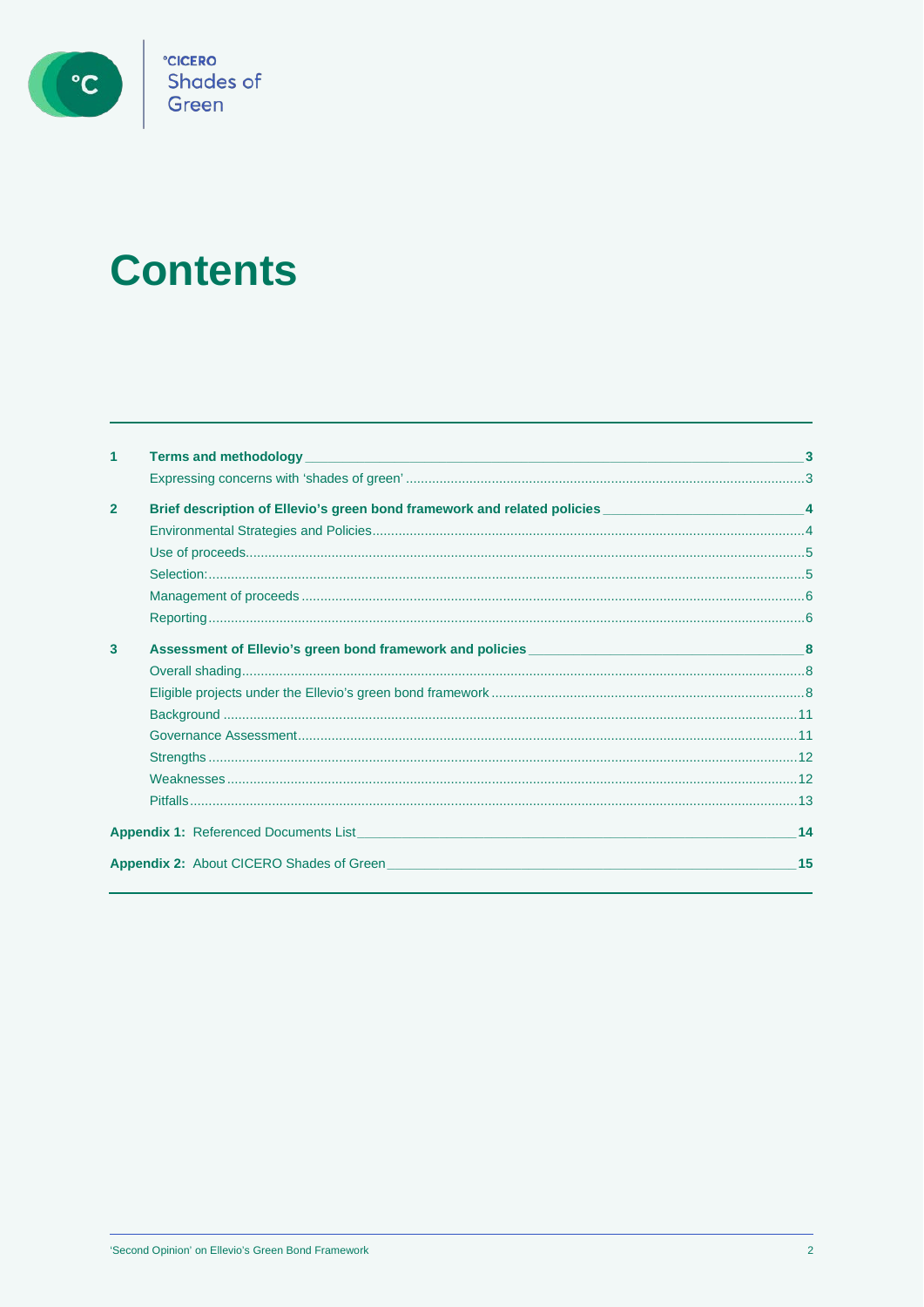# Contents

| | | |
|---|---|---|
| **1** | **Terms and methodology** | **3** |
| | Expressing concerns with 'shades of green' | 3 |
| **2** | **Brief description of Ellevio's green bond framework and related policies** | **4** |
| | Environmental Strategies and Policies | 4 |
| | Use of proceeds | 5 |
| | Selection: | 5 |
| | Management of proceeds | 6 |
| | Reporting | 6 |
| **3** | **Assessment of Ellevio's green bond framework and policies** | **8** |
| | Overall shading | 8 |
| | Eligible projects under the Ellevio's green bond framework | 8 |
| | Background | 11 |
| | Governance Assessment | 11 |
| | Strengths | 12 |
| | Weaknesses | 12 |
| | Pitfalls | 13 |
| **Appendix 1:** | Referenced Documents List | **14** |
| **Appendix 2:** | About CICERO Shades of Green | **15** |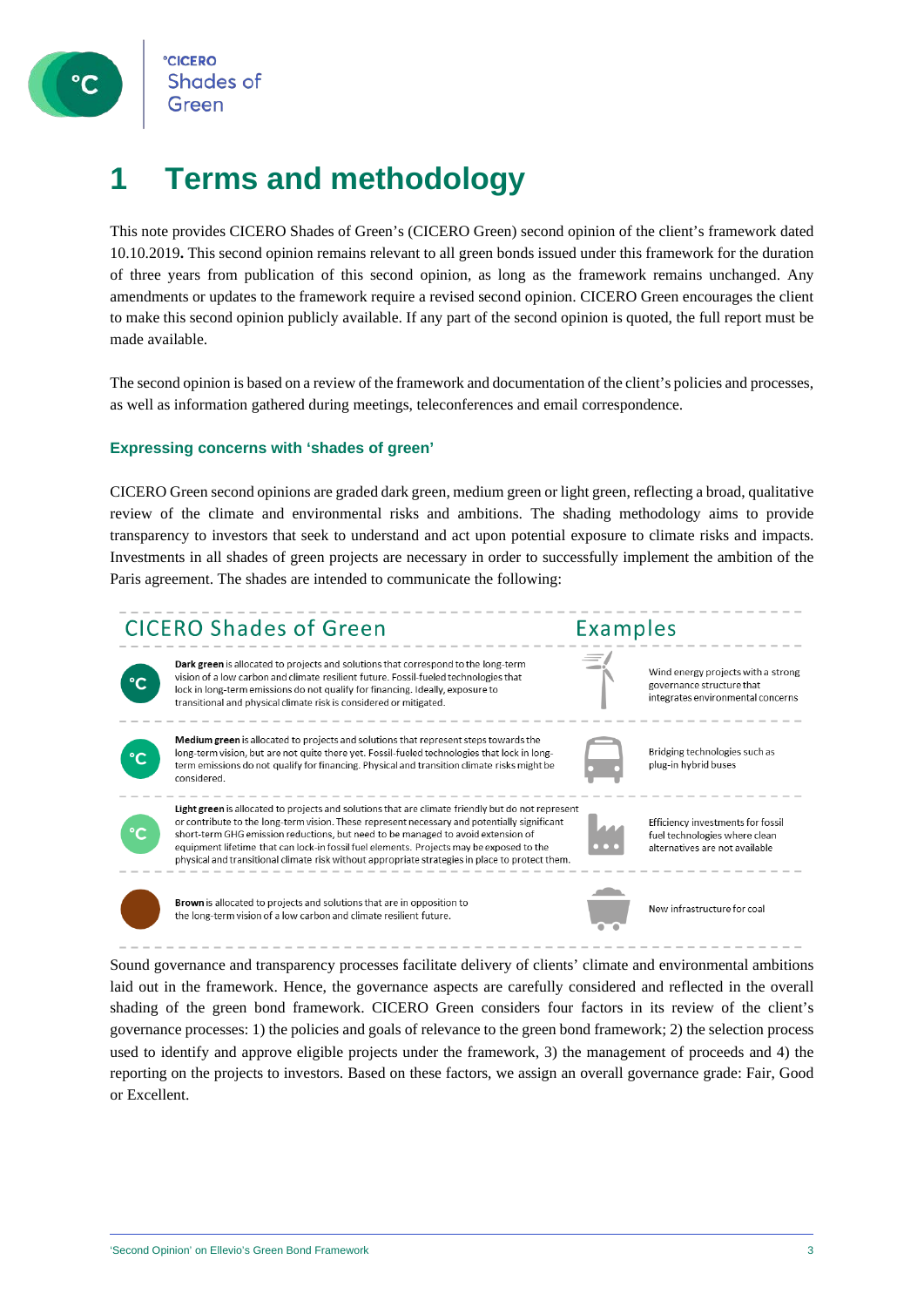# 1 Terms and methodology

This note provides CICERO Shades of Green's (CICERO Green) second opinion of the client's framework dated 10.10.2019**.** This second opinion remains relevant to all green bonds issued under this framework for the duration of three years from publication of this second opinion, as long as the framework remains unchanged. Any amendments or updates to the framework require a revised second opinion. CICERO Green encourages the client to make this second opinion publicly available. If any part of the second opinion is quoted, the full report must be made available.

The second opinion is based on a review of the framework and documentation of the client's policies and processes, as well as information gathered during meetings, teleconferences and email correspondence.

### Expressing concerns with 'shades of green'

CICERO Green second opinions are graded dark green, medium green or light green, reflecting a broad, qualitative review of the climate and environmental risks and ambitions. The shading methodology aims to provide transparency to investors that seek to understand and act upon potential exposure to climate risks and impacts. Investments in all shades of green projects are necessary in order to successfully implement the ambition of the Paris agreement. The shades are intended to communicate the following:

| CICERO Shades of Green | Examples |
| --- | --- |
| **Dark green** is allocated to projects and solutions that correspond to the long-term vision of a low carbon and climate resilient future. Fossil-fueled technologies that lock in long-term emissions do not qualify for financing. Ideally, exposure to transitional and physical climate risk is considered or mitigated. | Wind energy projects with a strong governance structure that integrates environmental concerns |
| **Medium green** is allocated to projects and solutions that represent steps towards the long-term vision, but are not quite there yet. Fossil-fueled technologies that lock in long-term emissions do not qualify for financing. Physical and transition climate risks might be considered. | Bridging technologies such as plug-in hybrid buses |
| **Light green** is allocated to projects and solutions that are climate friendly but do not represent or contribute to the long-term vision. These represent necessary and potentially significant short-term GHG emission reductions, but need to be managed to avoid extension of equipment lifetime that can lock-in fossil fuel elements. Projects may be exposed to the physical and transitional climate risk without appropriate strategies in place to protect them. | Efficiency investments for fossil fuel technologies where clean alternatives are not available |
| **Brown** is allocated to projects and solutions that are in opposition to the long-term vision of a low carbon and climate resilient future. | New infrastructure for coal |

Sound governance and transparency processes facilitate delivery of clients' climate and environmental ambitions laid out in the framework. Hence, the governance aspects are carefully considered and reflected in the overall shading of the green bond framework. CICERO Green considers four factors in its review of the client's governance processes: 1) the policies and goals of relevance to the green bond framework; 2) the selection process used to identify and approve eligible projects under the framework, 3) the management of proceeds and 4) the reporting on the projects to investors. Based on these factors, we assign an overall governance grade: Fair, Good or Excellent.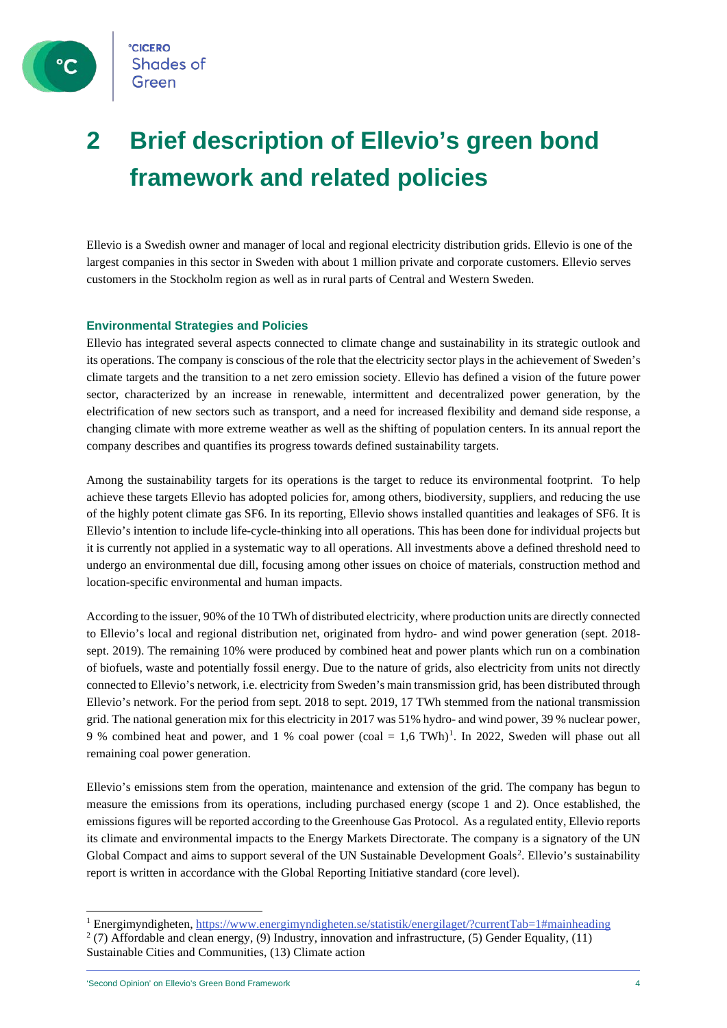# 2 Brief description of Ellevio's green bond framework and related policies

Ellevio is a Swedish owner and manager of local and regional electricity distribution grids. Ellevio is one of the largest companies in this sector in Sweden with about 1 million private and corporate customers. Ellevio serves customers in the Stockholm region as well as in rural parts of Central and Western Sweden.

### Environmental Strategies and Policies

Ellevio has integrated several aspects connected to climate change and sustainability in its strategic outlook and its operations. The company is conscious of the role that the electricity sector plays in the achievement of Sweden's climate targets and the transition to a net zero emission society. Ellevio has defined a vision of the future power sector, characterized by an increase in renewable, intermittent and decentralized power generation, by the electrification of new sectors such as transport, and a need for increased flexibility and demand side response, a changing climate with more extreme weather as well as the shifting of population centers. In its annual report the company describes and quantifies its progress towards defined sustainability targets.

Among the sustainability targets for its operations is the target to reduce its environmental footprint. To help achieve these targets Ellevio has adopted policies for, among others, biodiversity, suppliers, and reducing the use of the highly potent climate gas SF6. In its reporting, Ellevio shows installed quantities and leakages of SF6. It is Ellevio's intention to include life-cycle-thinking into all operations. This has been done for individual projects but it is currently not applied in a systematic way to all operations. All investments above a defined threshold need to undergo an environmental due dill, focusing among other issues on choice of materials, construction method and location-specific environmental and human impacts.

According to the issuer, 90% of the 10 TWh of distributed electricity, where production units are directly connected to Ellevio's local and regional distribution net, originated from hydro- and wind power generation (sept. 2018-sept. 2019). The remaining 10% were produced by combined heat and power plants which run on a combination of biofuels, waste and potentially fossil energy. Due to the nature of grids, also electricity from units not directly connected to Ellevio's network, i.e. electricity from Sweden's main transmission grid, has been distributed through Ellevio's network. For the period from sept. 2018 to sept. 2019, 17 TWh stemmed from the national transmission grid. The national generation mix for this electricity in 2017 was 51% hydro- and wind power, 39 % nuclear power, 9 % combined heat and power, and 1 % coal power (coal = 1,6 TWh)[1]. In 2022, Sweden will phase out all remaining coal power generation.

Ellevio's emissions stem from the operation, maintenance and extension of the grid. The company has begun to measure the emissions from its operations, including purchased energy (scope 1 and 2). Once established, the emissions figures will be reported according to the Greenhouse Gas Protocol. As a regulated entity, Ellevio reports its climate and environmental impacts to the Energy Markets Directorate. The company is a signatory of the UN Global Compact and aims to support several of the UN Sustainable Development Goals[2]. Ellevio's sustainability report is written in accordance with the Global Reporting Initiative standard (core level).

---

[1] Energimyndigheten, https://www.energimyndigheten.se/statistik/energilaget/?currentTab=1#mainheading

[2] (7) Affordable and clean energy, (9) Industry, innovation and infrastructure, (5) Gender Equality, (11) Sustainable Cities and Communities, (13) Climate action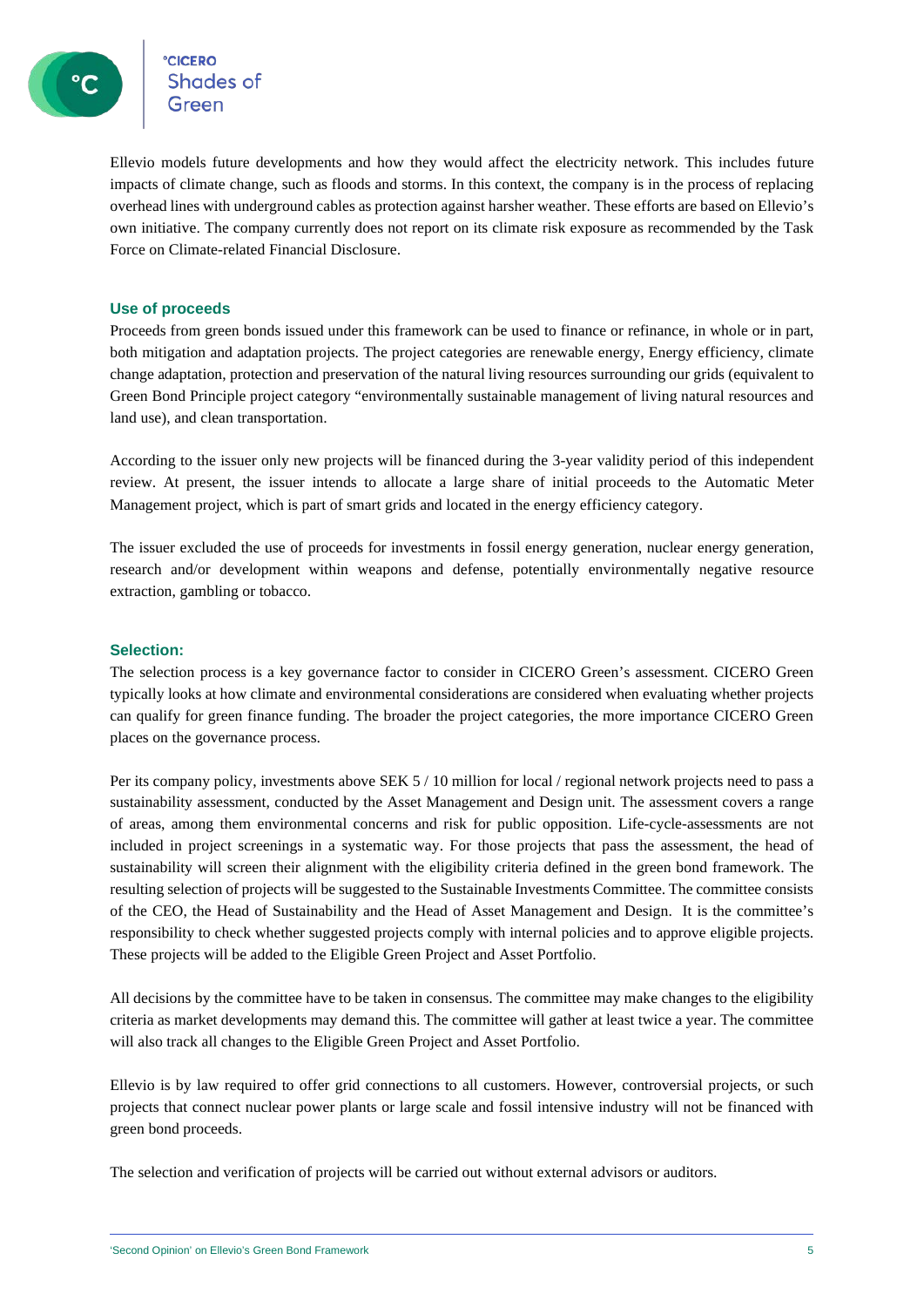Ellevio models future developments and how they would affect the electricity network. This includes future impacts of climate change, such as floods and storms. In this context, the company is in the process of replacing overhead lines with underground cables as protection against harsher weather. These efforts are based on Ellevio's own initiative. The company currently does not report on its climate risk exposure as recommended by the Task Force on Climate-related Financial Disclosure.

### Use of proceeds

Proceeds from green bonds issued under this framework can be used to finance or refinance, in whole or in part, both mitigation and adaptation projects. The project categories are renewable energy, Energy efficiency, climate change adaptation, protection and preservation of the natural living resources surrounding our grids (equivalent to Green Bond Principle project category "environmentally sustainable management of living natural resources and land use), and clean transportation.

According to the issuer only new projects will be financed during the 3-year validity period of this independent review. At present, the issuer intends to allocate a large share of initial proceeds to the Automatic Meter Management project, which is part of smart grids and located in the energy efficiency category.

The issuer excluded the use of proceeds for investments in fossil energy generation, nuclear energy generation, research and/or development within weapons and defense, potentially environmentally negative resource extraction, gambling or tobacco.

### Selection:

The selection process is a key governance factor to consider in CICERO Green's assessment. CICERO Green typically looks at how climate and environmental considerations are considered when evaluating whether projects can qualify for green finance funding. The broader the project categories, the more importance CICERO Green places on the governance process.

Per its company policy, investments above SEK 5 / 10 million for local / regional network projects need to pass a sustainability assessment, conducted by the Asset Management and Design unit. The assessment covers a range of areas, among them environmental concerns and risk for public opposition. Life-cycle-assessments are not included in project screenings in a systematic way. For those projects that pass the assessment, the head of sustainability will screen their alignment with the eligibility criteria defined in the green bond framework. The resulting selection of projects will be suggested to the Sustainable Investments Committee. The committee consists of the CEO, the Head of Sustainability and the Head of Asset Management and Design. It is the committee's responsibility to check whether suggested projects comply with internal policies and to approve eligible projects. These projects will be added to the Eligible Green Project and Asset Portfolio.

All decisions by the committee have to be taken in consensus. The committee may make changes to the eligibility criteria as market developments may demand this. The committee will gather at least twice a year. The committee will also track all changes to the Eligible Green Project and Asset Portfolio.

Ellevio is by law required to offer grid connections to all customers. However, controversial projects, or such projects that connect nuclear power plants or large scale and fossil intensive industry will not be financed with green bond proceeds.

The selection and verification of projects will be carried out without external advisors or auditors.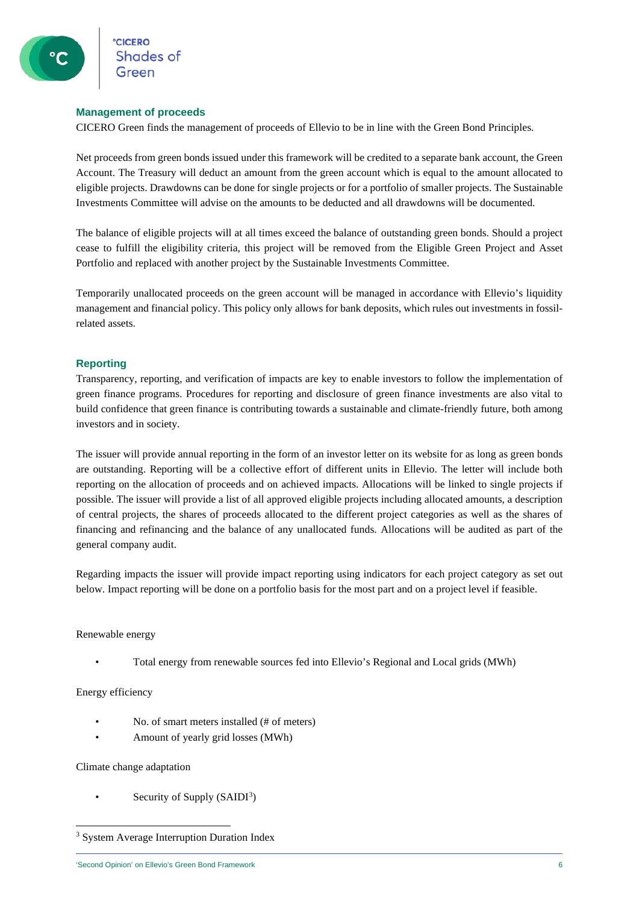## Management of proceeds

CICERO Green finds the management of proceeds of Ellevio to be in line with the Green Bond Principles.

Net proceeds from green bonds issued under this framework will be credited to a separate bank account, the Green Account. The Treasury will deduct an amount from the green account which is equal to the amount allocated to eligible projects. Drawdowns can be done for single projects or for a portfolio of smaller projects. The Sustainable Investments Committee will advise on the amounts to be deducted and all drawdowns will be documented.

The balance of eligible projects will at all times exceed the balance of outstanding green bonds. Should a project cease to fulfill the eligibility criteria, this project will be removed from the Eligible Green Project and Asset Portfolio and replaced with another project by the Sustainable Investments Committee.

Temporarily unallocated proceeds on the green account will be managed in accordance with Ellevio's liquidity management and financial policy. This policy only allows for bank deposits, which rules out investments in fossil-related assets.

## Reporting

Transparency, reporting, and verification of impacts are key to enable investors to follow the implementation of green finance programs. Procedures for reporting and disclosure of green finance investments are also vital to build confidence that green finance is contributing towards a sustainable and climate-friendly future, both among investors and in society.

The issuer will provide annual reporting in the form of an investor letter on its website for as long as green bonds are outstanding. Reporting will be a collective effort of different units in Ellevio. The letter will include both reporting on the allocation of proceeds and on achieved impacts. Allocations will be linked to single projects if possible. The issuer will provide a list of all approved eligible projects including allocated amounts, a description of central projects, the shares of proceeds allocated to the different project categories as well as the shares of financing and refinancing and the balance of any unallocated funds. Allocations will be audited as part of the general company audit.

Regarding impacts the issuer will provide impact reporting using indicators for each project category as set out below. Impact reporting will be done on a portfolio basis for the most part and on a project level if feasible.

Renewable energy

- Total energy from renewable sources fed into Ellevio's Regional and Local grids (MWh)

Energy efficiency

- No. of smart meters installed (# of meters)
- Amount of yearly grid losses (MWh)

Climate change adaptation

- Security of Supply (SAIDI[3])

[3] System Average Interruption Duration Index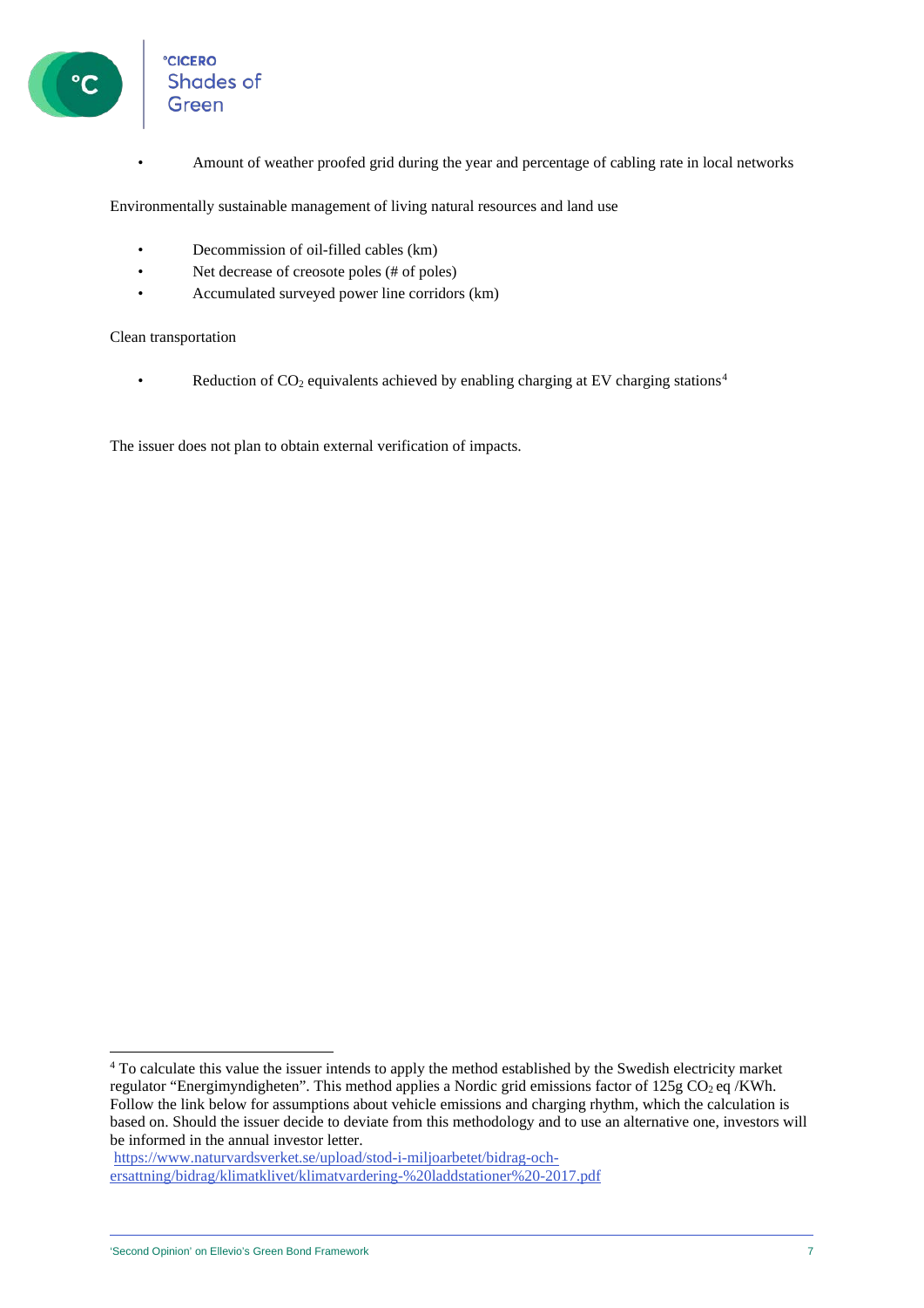- Amount of weather proofed grid during the year and percentage of cabling rate in local networks

Environmentally sustainable management of living natural resources and land use

- Decommission of oil-filled cables (km)
- Net decrease of creosote poles (# of poles)
- Accumulated surveyed power line corridors (km)

Clean transportation

- Reduction of $CO_2$ equivalents achieved by enabling charging at EV charging stations[4]

The issuer does not plan to obtain external verification of impacts.

---

[4] To calculate this value the issuer intends to apply the method established by the Swedish electricity market regulator "Energimyndigheten". This method applies a Nordic grid emissions factor of 125g $CO_2$ eq /KWh. Follow the link below for assumptions about vehicle emissions and charging rhythm, which the calculation is based on. Should the issuer decide to deviate from this methodology and to use an alternative one, investors will be informed in the annual investor letter.

https://www.naturvardsverket.se/upload/stod-i-miljoarbetet/bidrag-och-ersattning/bidrag/klimatklivet/klimatvardering-%20laddstationer%20-2017.pdf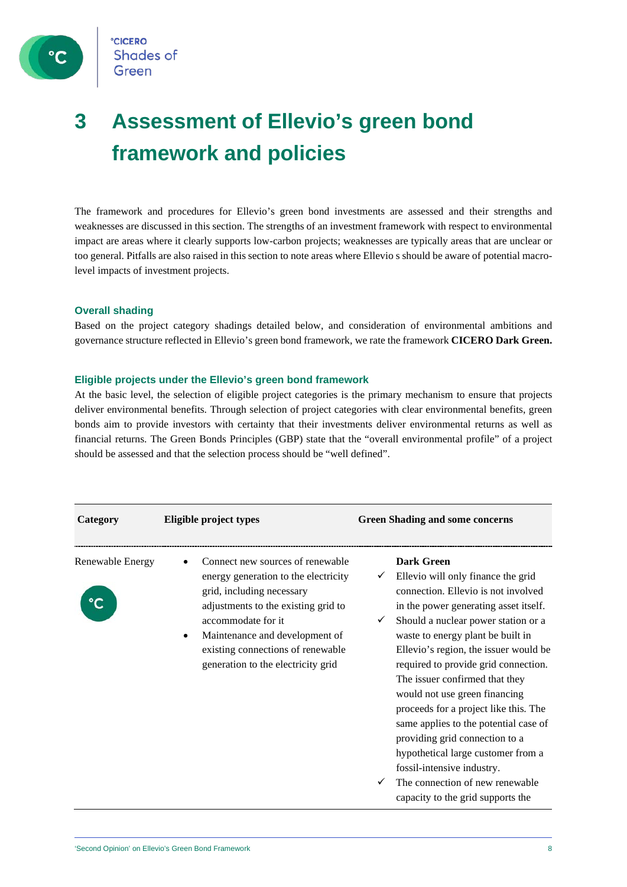# 3 Assessment of Ellevio's green bond framework and policies

The framework and procedures for Ellevio's green bond investments are assessed and their strengths and weaknesses are discussed in this section. The strengths of an investment framework with respect to environmental impact are areas where it clearly supports low-carbon projects; weaknesses are typically areas that are unclear or too general. Pitfalls are also raised in this section to note areas where Ellevio s should be aware of potential macro-level impacts of investment projects.

### Overall shading

Based on the project category shadings detailed below, and consideration of environmental ambitions and governance structure reflected in Ellevio's green bond framework, we rate the framework **CICERO Dark Green.**

### Eligible projects under the Ellevio's green bond framework

At the basic level, the selection of eligible project categories is the primary mechanism to ensure that projects deliver environmental benefits. Through selection of project categories with clear environmental benefits, green bonds aim to provide investors with certainty that their investments deliver environmental returns as well as financial returns. The Green Bonds Principles (GBP) state that the "overall environmental profile" of a project should be assessed and that the selection process should be "well defined".

| Category | Eligible project types | Green Shading and some concerns |
|---|---|---|
| Renewable Energy | • Connect new sources of renewable energy generation to the electricity grid, including necessary adjustments to the existing grid to accommodate for it<br>• Maintenance and development of existing connections of renewable generation to the electricity grid | **Dark Green**<br>✓ Ellevio will only finance the grid connection. Ellevio is not involved in the power generating asset itself.<br>✓ Should a nuclear power station or a waste to energy plant be built in Ellevio's region, the issuer would be required to provide grid connection. The issuer confirmed that they would not use green financing proceeds for a project like this. The same applies to the potential case of providing grid connection to a hypothetical large customer from a fossil-intensive industry.<br>✓ The connection of new renewable capacity to the grid supports the |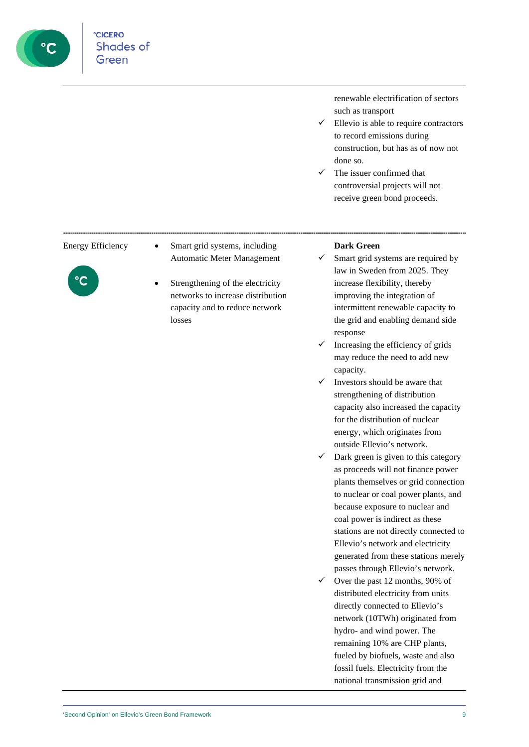| | | |
|---|---|---|
| | | renewable electrification of sectors such as transport<br>✓ Ellevio is able to require contractors to record emissions during construction, but has as of now not done so.<br>✓ The issuer confirmed that controversial projects will not receive green bond proceeds. |
| Energy Efficiency | • Smart grid systems, including Automatic Meter Management<br>• Strengthening of the electricity networks to increase distribution capacity and to reduce network losses | **Dark Green**<br>✓ Smart grid systems are required by law in Sweden from 2025. They increase flexibility, thereby improving the integration of intermittent renewable capacity to the grid and enabling demand side response<br>✓ Increasing the efficiency of grids may reduce the need to add new capacity.<br>✓ Investors should be aware that strengthening of distribution capacity also increased the capacity for the distribution of nuclear energy, which originates from outside Ellevio's network.<br>✓ Dark green is given to this category as proceeds will not finance power plants themselves or grid connection to nuclear or coal power plants, and because exposure to nuclear and coal power is indirect as these stations are not directly connected to Ellevio's network and electricity generated from these stations merely passes through Ellevio's network.<br>✓ Over the past 12 months, 90% of distributed electricity from units directly connected to Ellevio's network (10TWh) originated from hydro- and wind power. The remaining 10% are CHP plants, fueled by biofuels, waste and also fossil fuels. Electricity from the national transmission grid and |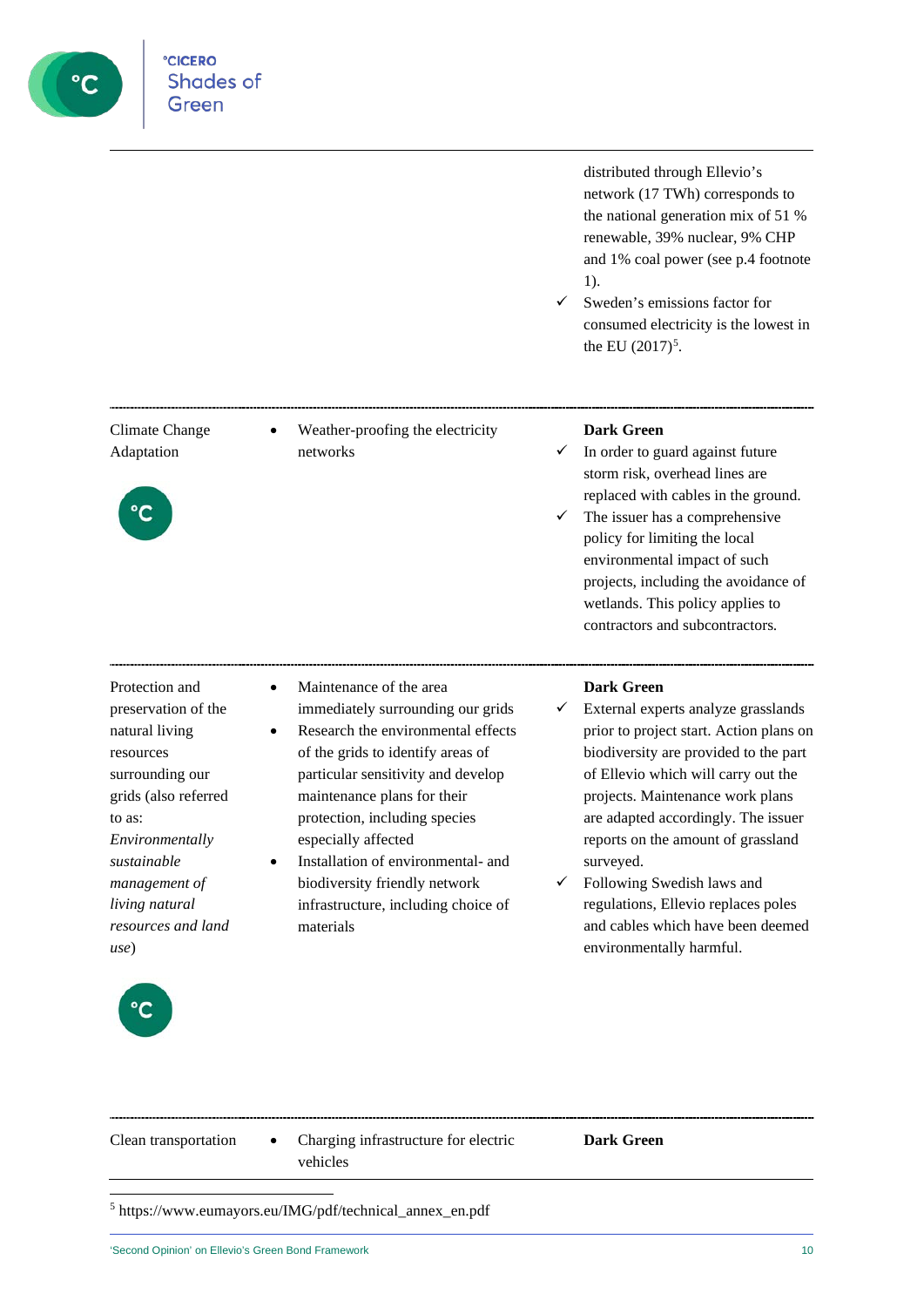| | | |
|---|---|---|
| | | distributed through Ellevio's network (17 TWh) corresponds to the national generation mix of 51 % renewable, 39% nuclear, 9% CHP and 1% coal power (see p.4 footnote 1).<br>✓ Sweden's emissions factor for consumed electricity is the lowest in the EU (2017)[5]. |
| Climate Change Adaptation | • Weather-proofing the electricity networks | **Dark Green**<br>✓ In order to guard against future storm risk, overhead lines are replaced with cables in the ground.<br>✓ The issuer has a comprehensive policy for limiting the local environmental impact of such projects, including the avoidance of wetlands. This policy applies to contractors and subcontractors. |
| Protection and preservation of the natural living resources surrounding our grids (also referred to as: *Environmentally sustainable management of living natural resources and land use*) | • Maintenance of the area immediately surrounding our grids<br>• Research the environmental effects of the grids to identify areas of particular sensitivity and develop maintenance plans for their protection, including species especially affected<br>• Installation of environmental- and biodiversity friendly network infrastructure, including choice of materials | **Dark Green**<br>✓ External experts analyze grasslands prior to project start. Action plans on biodiversity are provided to the part of Ellevio which will carry out the projects. Maintenance work plans are adapted accordingly. The issuer reports on the amount of grassland surveyed.<br>✓ Following Swedish laws and regulations, Ellevio replaces poles and cables which have been deemed environmentally harmful. |
| Clean transportation | • Charging infrastructure for electric vehicles | **Dark Green** |

[5] https://www.eumayors.eu/IMG/pdf/technical_annex_en.pdf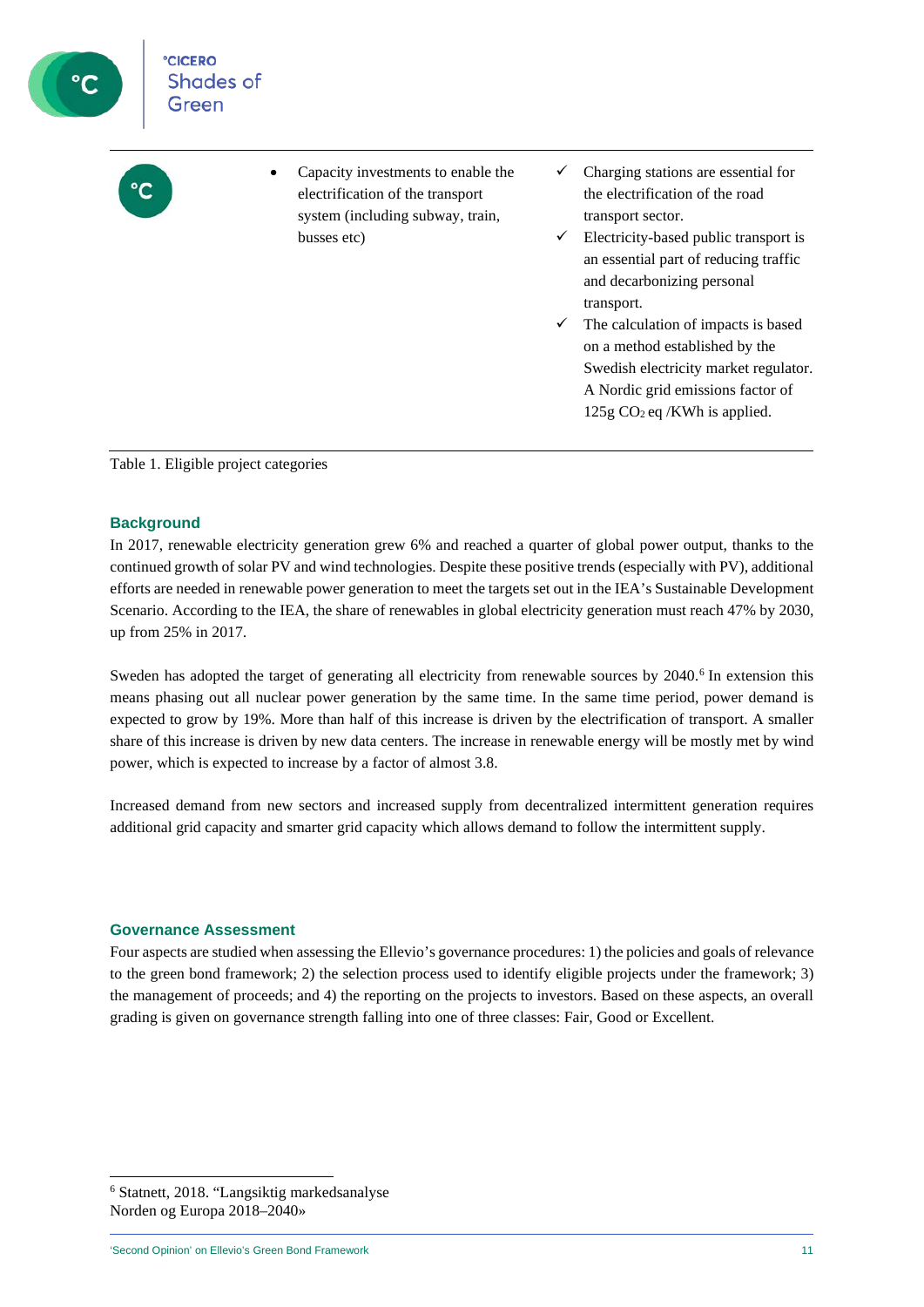| | | |
|---|---|---|
| °C | • Capacity investments to enable the electrification of the transport system (including subway, train, busses etc) | ✓ Charging stations are essential for the electrification of the road transport sector.<br>✓ Electricity-based public transport is an essential part of reducing traffic and decarbonizing personal transport.<br>✓ The calculation of impacts is based on a method established by the Swedish electricity market regulator. A Nordic grid emissions factor of 125g $CO_2$ eq /KWh is applied. |

Table 1. Eligible project categories

## Background

In 2017, renewable electricity generation grew 6% and reached a quarter of global power output, thanks to the continued growth of solar PV and wind technologies. Despite these positive trends (especially with PV), additional efforts are needed in renewable power generation to meet the targets set out in the IEA's Sustainable Development Scenario. According to the IEA, the share of renewables in global electricity generation must reach 47% by 2030, up from 25% in 2017.

Sweden has adopted the target of generating all electricity from renewable sources by 2040.[6] In extension this means phasing out all nuclear power generation by the same time. In the same time period, power demand is expected to grow by 19%. More than half of this increase is driven by the electrification of transport. A smaller share of this increase is driven by new data centers. The increase in renewable energy will be mostly met by wind power, which is expected to increase by a factor of almost 3.8.

Increased demand from new sectors and increased supply from decentralized intermittent generation requires additional grid capacity and smarter grid capacity which allows demand to follow the intermittent supply.

## Governance Assessment

Four aspects are studied when assessing the Ellevio's governance procedures: 1) the policies and goals of relevance to the green bond framework; 2) the selection process used to identify eligible projects under the framework; 3) the management of proceeds; and 4) the reporting on the projects to investors. Based on these aspects, an overall grading is given on governance strength falling into one of three classes: Fair, Good or Excellent.

[6] Statnett, 2018. "Langsiktig markedsanalyse Norden og Europa 2018–2040»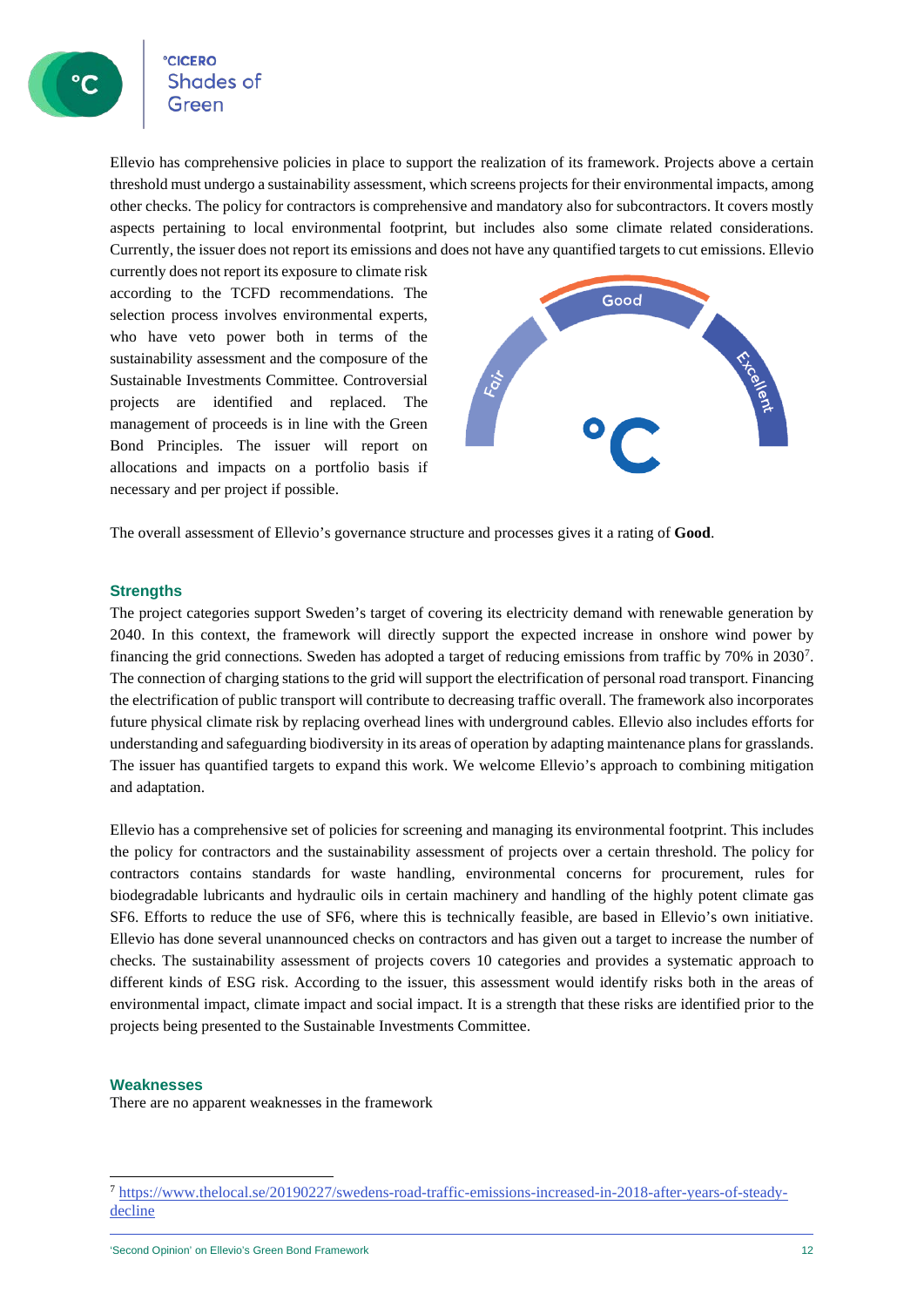Ellevio has comprehensive policies in place to support the realization of its framework. Projects above a certain threshold must undergo a sustainability assessment, which screens projects for their environmental impacts, among other checks. The policy for contractors is comprehensive and mandatory also for subcontractors. It covers mostly aspects pertaining to local environmental footprint, but includes also some climate related considerations. Currently, the issuer does not report its emissions and does not have any quantified targets to cut emissions. Ellevio currently does not report its exposure to climate risk according to the TCFD recommendations. The selection process involves environmental experts, who have veto power both in terms of the sustainability assessment and the composure of the Sustainable Investments Committee. Controversial projects are identified and replaced. The management of proceeds is in line with the Green Bond Principles. The issuer will report on allocations and impacts on a portfolio basis if necessary and per project if possible.

The overall assessment of Ellevio's governance structure and processes gives it a rating of **Good**.

### Strengths

The project categories support Sweden's target of covering its electricity demand with renewable generation by 2040. In this context, the framework will directly support the expected increase in onshore wind power by financing the grid connections. Sweden has adopted a target of reducing emissions from traffic by 70% in 2030[7]. The connection of charging stations to the grid will support the electrification of personal road transport. Financing the electrification of public transport will contribute to decreasing traffic overall. The framework also incorporates future physical climate risk by replacing overhead lines with underground cables. Ellevio also includes efforts for understanding and safeguarding biodiversity in its areas of operation by adapting maintenance plans for grasslands. The issuer has quantified targets to expand this work. We welcome Ellevio's approach to combining mitigation and adaptation.

Ellevio has a comprehensive set of policies for screening and managing its environmental footprint. This includes the policy for contractors and the sustainability assessment of projects over a certain threshold. The policy for contractors contains standards for waste handling, environmental concerns for procurement, rules for biodegradable lubricants and hydraulic oils in certain machinery and handling of the highly potent climate gas SF6. Efforts to reduce the use of SF6, where this is technically feasible, are based in Ellevio's own initiative. Ellevio has done several unannounced checks on contractors and has given out a target to increase the number of checks. The sustainability assessment of projects covers 10 categories and provides a systematic approach to different kinds of ESG risk. According to the issuer, this assessment would identify risks both in the areas of environmental impact, climate impact and social impact. It is a strength that these risks are identified prior to the projects being presented to the Sustainable Investments Committee.

### Weaknesses

There are no apparent weaknesses in the framework

[7] https://www.thelocal.se/20190227/swedens-road-traffic-emissions-increased-in-2018-after-years-of-steady-decline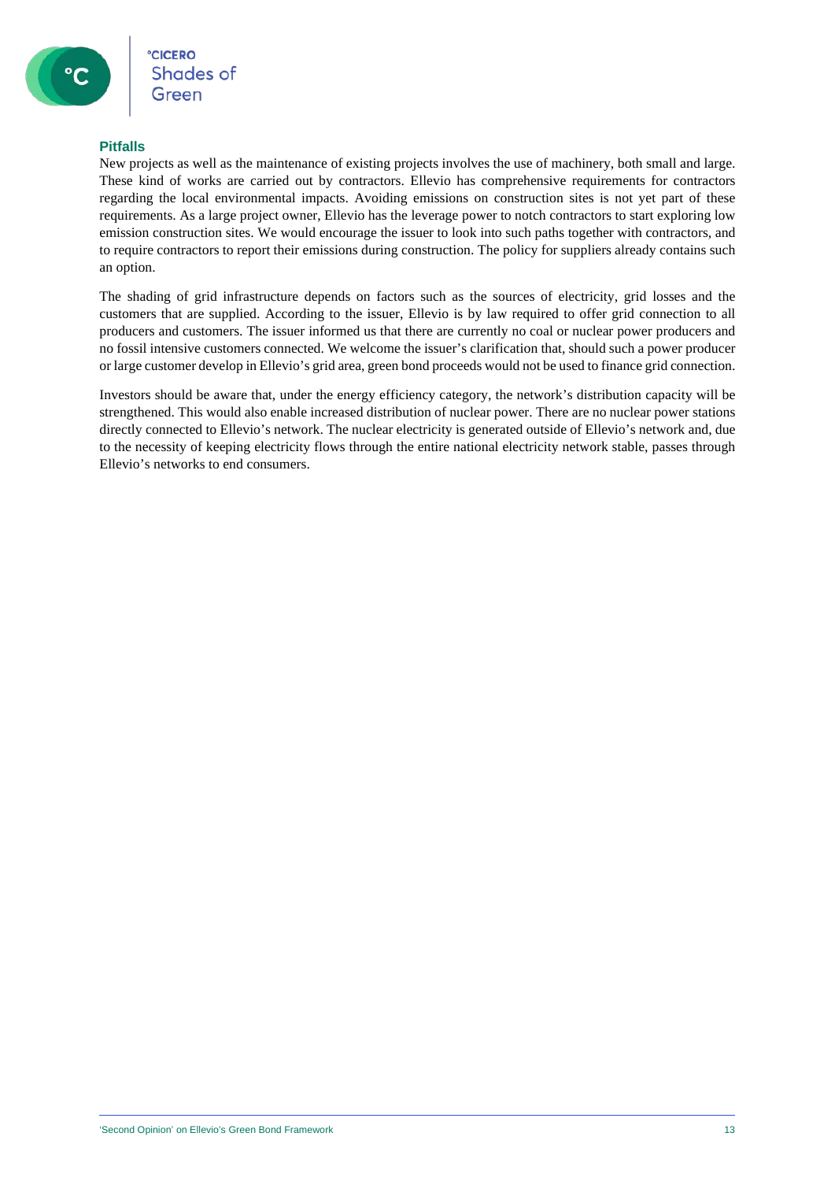### Pitfalls

New projects as well as the maintenance of existing projects involves the use of machinery, both small and large. These kind of works are carried out by contractors. Ellevio has comprehensive requirements for contractors regarding the local environmental impacts. Avoiding emissions on construction sites is not yet part of these requirements. As a large project owner, Ellevio has the leverage power to notch contractors to start exploring low emission construction sites. We would encourage the issuer to look into such paths together with contractors, and to require contractors to report their emissions during construction. The policy for suppliers already contains such an option.

The shading of grid infrastructure depends on factors such as the sources of electricity, grid losses and the customers that are supplied. According to the issuer, Ellevio is by law required to offer grid connection to all producers and customers. The issuer informed us that there are currently no coal or nuclear power producers and no fossil intensive customers connected. We welcome the issuer's clarification that, should such a power producer or large customer develop in Ellevio's grid area, green bond proceeds would not be used to finance grid connection.

Investors should be aware that, under the energy efficiency category, the network's distribution capacity will be strengthened. This would also enable increased distribution of nuclear power. There are no nuclear power stations directly connected to Ellevio's network. The nuclear electricity is generated outside of Ellevio's network and, due to the necessity of keeping electricity flows through the entire national electricity network stable, passes through Ellevio's networks to end consumers.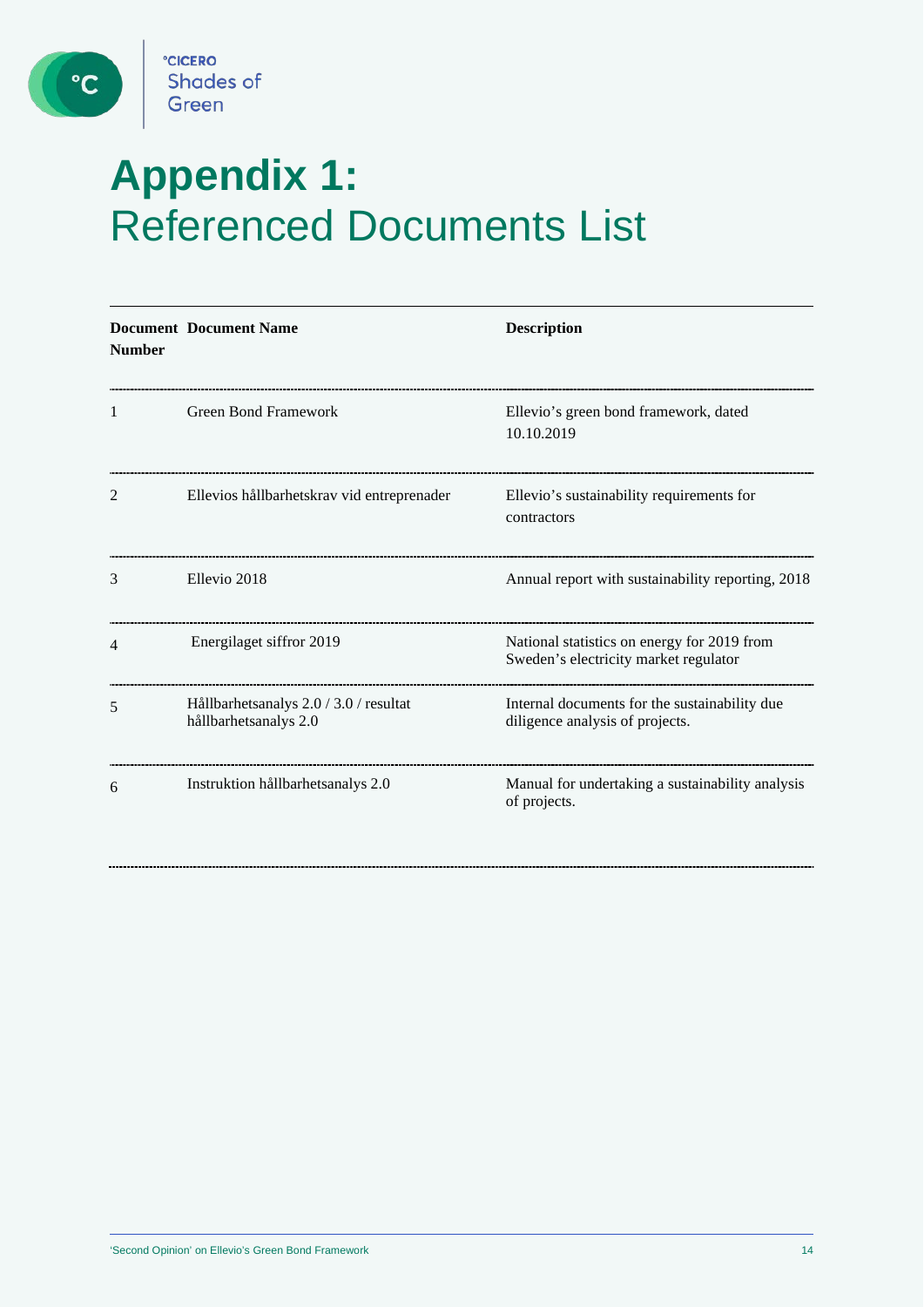# Appendix 1: Referenced Documents List

| Document Number | Document Name | Description |
|---|---|---|
| 1 | Green Bond Framework | Ellevio's green bond framework, dated 10.10.2019 |
| 2 | Ellevios hållbarhetskrav vid entreprenader | Ellevio's sustainability requirements for contractors |
| 3 | Ellevio 2018 | Annual report with sustainability reporting, 2018 |
| 4 | Energilaget siffror 2019 | National statistics on energy for 2019 from Sweden's electricity market regulator |
| 5 | Hållbarhetsanalys 2.0 / 3.0 / resultat hållbarhetsanalys 2.0 | Internal documents for the sustainability due diligence analysis of projects. |
| 6 | Instruktion hållbarhetsanalys 2.0 | Manual for undertaking a sustainability analysis of projects. |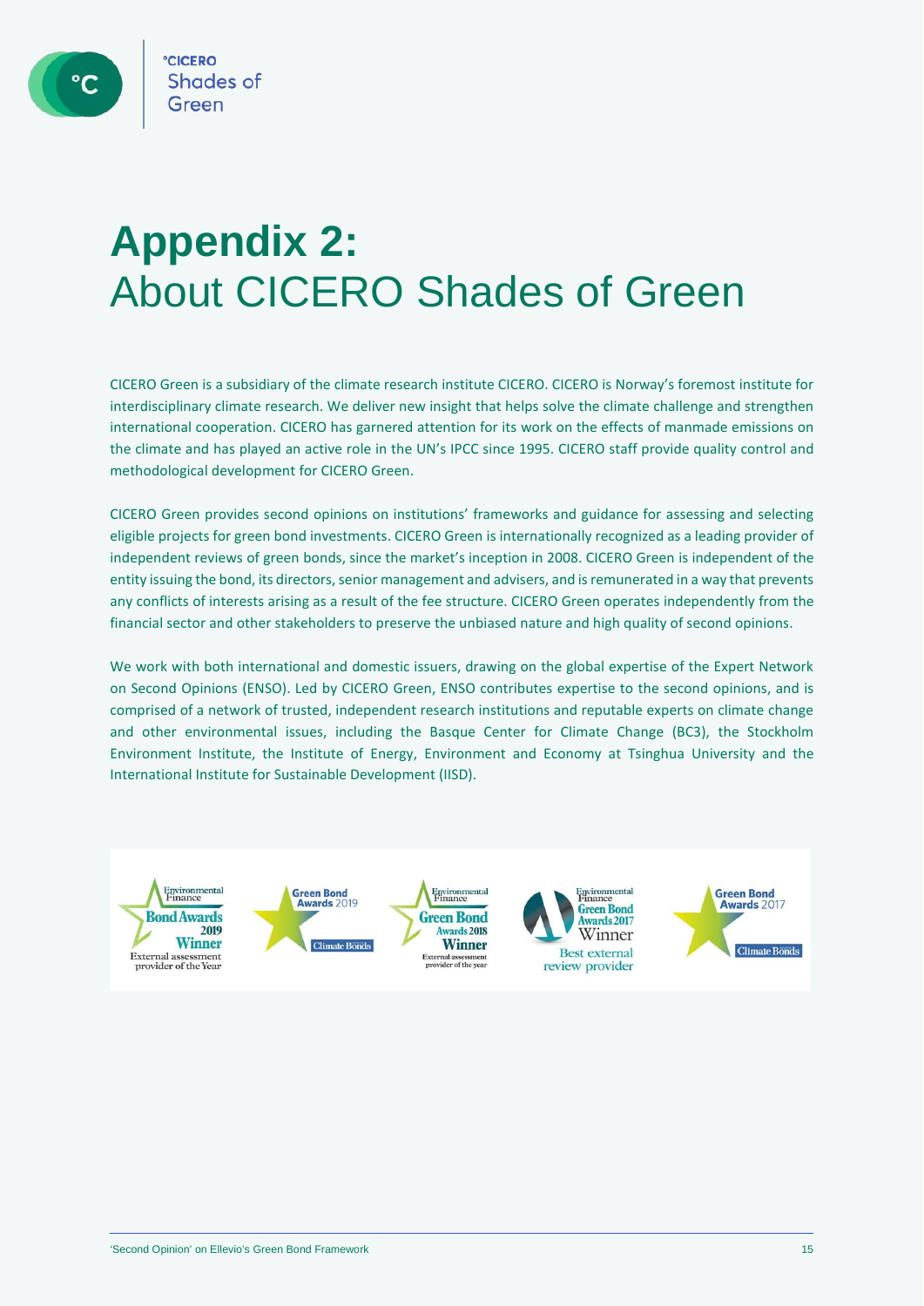# Appendix 2: About CICERO Shades of Green

CICERO Green is a subsidiary of the climate research institute CICERO. CICERO is Norway's foremost institute for interdisciplinary climate research. We deliver new insight that helps solve the climate challenge and strengthen international cooperation. CICERO has garnered attention for its work on the effects of manmade emissions on the climate and has played an active role in the UN's IPCC since 1995. CICERO staff provide quality control and methodological development for CICERO Green.

CICERO Green provides second opinions on institutions' frameworks and guidance for assessing and selecting eligible projects for green bond investments. CICERO Green is internationally recognized as a leading provider of independent reviews of green bonds, since the market's inception in 2008. CICERO Green is independent of the entity issuing the bond, its directors, senior management and advisers, and is remunerated in a way that prevents any conflicts of interests arising as a result of the fee structure. CICERO Green operates independently from the financial sector and other stakeholders to preserve the unbiased nature and high quality of second opinions.

We work with both international and domestic issuers, drawing on the global expertise of the Expert Network on Second Opinions (ENSO). Led by CICERO Green, ENSO contributes expertise to the second opinions, and is comprised of a network of trusted, independent research institutions and reputable experts on climate change and other environmental issues, including the Basque Center for Climate Change (BC3), the Stockholm Environment Institute, the Institute of Energy, Environment and Economy at Tsinghua University and the International Institute for Sustainable Development (IISD).

Environmental Finance Bond Awards 2019 Winner External assessment provider of the Year

Green Bond Awards 2019 Climate Bonds

Environmental Finance Green Bond Awards 2018 Winner External assessment provider of the year

Environmental Finance Green Bond Awards 2017 Winner Best external review provider

Green Bond Awards 2017 Climate Bonds